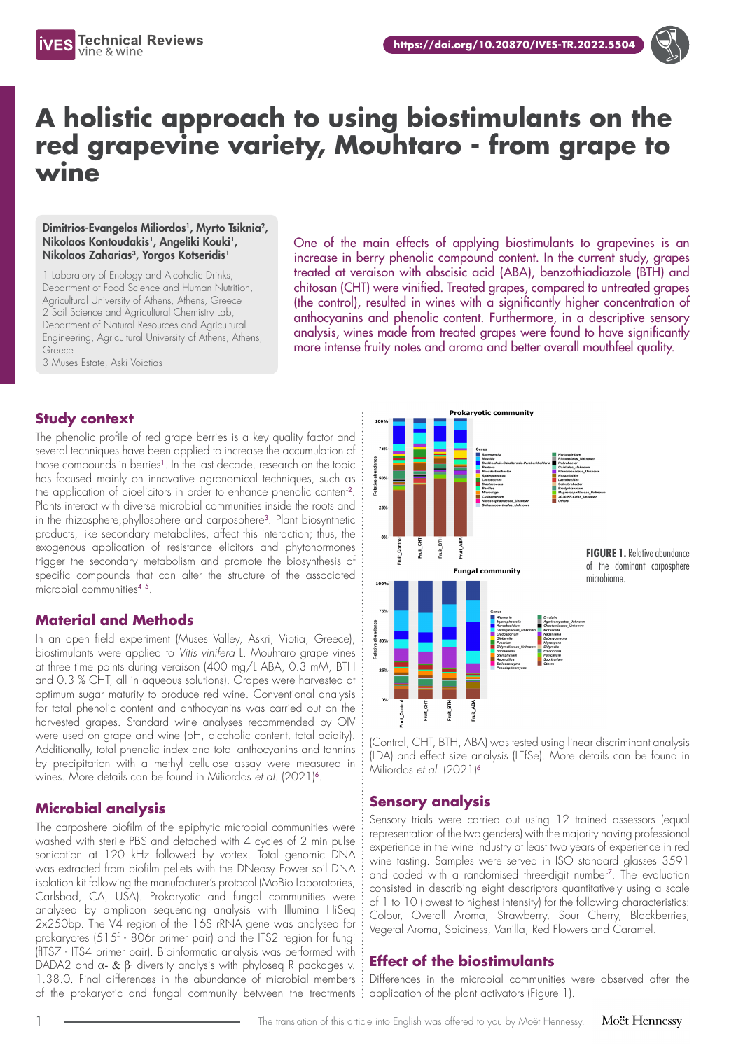# A holistic approach to using biostimulants on the red grapevine variety, Mouhtaro - from grape to wine

**Dimitrios-Evangelos Miliordos[1], Myrto Tsiknia[2], Nikolaos Kontoudakis[1], Angeliki Kouki[1], Nikolaos Zaharias[3], Yorgos Kotseridis[1]**

1 Laboratory of Enology and Alcoholic Drinks, Department of Food Science and Human Nutrition, Agricultural University of Athens, Athens, Greece
2 Soil Science and Agricultural Chemistry Lab, Department of Natural Resources and Agricultural Engineering, Agricultural University of Athens, Athens, Greece
3 Muses Estate, Aski Voiotias

One of the main effects of applying biostimulants to grapevines is an increase in berry phenolic compound content. In the current study, grapes treated at veraison with abscisic acid (ABA), benzothiadiazole (BTH) and chitosan (CHT) were vinified. Treated grapes, compared to untreated grapes (the control), resulted in wines with a significantly higher concentration of anthocyanins and phenolic content. Furthermore, in a descriptive sensory analysis, wines made from treated grapes were found to have significantly more intense fruity notes and aroma and better overall mouthfeel quality.

## Study context

The phenolic profile of red grape berries is a key quality factor and several techniques have been applied to increase the accumulation of those compounds in berries[1]. In the last decade, research on the topic has focused mainly on innovative agronomical techniques, such as the application of bioelicitors in order to enhance phenolic content[2]. Plants interact with diverse microbial communities inside the roots and in the rhizosphere, phyllosphere and carposphere[3]. Plant biosynthetic products, like secondary metabolites, affect this interaction; thus, the exogenous application of resistance elicitors and phytohormones trigger the secondary metabolism and promote the biosynthesis of specific compounds that can alter the structure of the associated microbial communities[4,5].

## Material and Methods

In an open field experiment (Muses Valley, Askri, Viotia, Greece), biostimulants were applied to *Vitis vinifera* L. Mouhtaro grape vines at three time points during veraison (400 mg/L ABA, 0.3 mM, BTH and 0.3 % CHT, all in aqueous solutions). Grapes were harvested at optimum sugar maturity to produce red wine. Conventional analysis for total phenolic content and anthocyanins was carried out on the harvested grapes. Standard wine analyses recommended by OIV were used on grape and wine (pH, alcoholic content, total acidity). Additionally, total phenolic index and total anthocyanins and tannins by precipitation with a methyl cellulose assay were measured in wines. More details can be found in Miliordos *et al.* (2021)[6].

## Microbial analysis

The carposphere biofilm of the epiphytic microbial communities were washed with sterile PBS and detached with 4 cycles of 2 min pulse sonication at 120 kHz followed by vortex. Total genomic DNA was extracted from biofilm pellets with the DNeasy Power soil DNA isolation kit following the manufacturer's protocol (MoBio Laboratories, Carlsbad, CA, USA). Prokaryotic and fungal communities were analysed by amplicon sequencing analysis with Illumina HiSeq 2x250bp. The V4 region of the 16S rRNA gene was analysed for prokaryotes (515f - 806r primer pair) and the ITS2 region for fungi (fITS7 - ITS4 primer pair). Bioinformatic analysis was performed with DADA2 and $\alpha$- & $\beta$- diversity analysis with phyloseq R packages v. 1.38.0. Final differences in the abundance of microbial members of the prokaryotic and fungal community between the treatments (Control, CHT, BTH, ABA) was tested using linear discriminant analysis (LDA) and effect size analysis (LEfSe). More details can be found in Miliordos *et al.* (2021)[6].

**FIGURE 1.** Relative abundance of the dominant carposphere microbiome.

## Sensory analysis

Sensory trials were carried out using 12 trained assessors (equal representation of the two genders) with the majority having professional experience in the wine industry at least two years of experience in red wine tasting. Samples were served in ISO standard glasses 3591 and coded with a randomised three-digit number[7]. The evaluation consisted in describing eight descriptors quantitatively using a scale of 1 to 10 (lowest to highest intensity) for the following characteristics: Colour, Overall Aroma, Strawberry, Sour Cherry, Blackberries, Vegetal Aroma, Spiciness, Vanilla, Red Flowers and Caramel.

## Effect of the biostimulants

Differences in the microbial communities were observed after the application of the plant activators (Figure 1).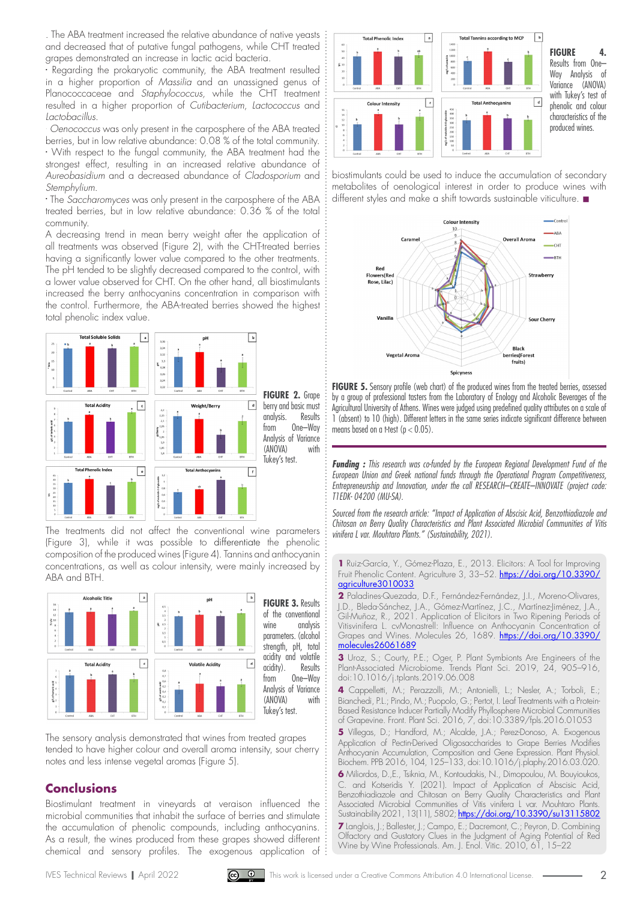. The ABA treatment increased the relative abundance of native yeasts and decreased that of putative fungal pathogens, while CHT treated grapes demonstrated an increase in lactic acid bacteria.

- Regarding the prokaryotic community, the ABA treatment resulted in a higher proportion of *Massilia* and an unassigned genus of Planococcaceae and *Staphylococcus*, while the CHT treatment resulted in a higher proportion of *Cutibacterium*, *Lactococcus* and *Lactobacillus*.

*Oenococcus* was only present in the carposphere of the ABA treated berries, but in low relative abundance: 0.08 % of the total community.

- With respect to the fungal community, the ABA treatment had the strongest effect, resulting in an increased relative abundance of *Aureobasidium* and a decreased abundance of *Cladosporium* and *Stemphylium*.

- The *Saccharomyces* was only present in the carposphere of the ABA treated berries, but in low relative abundance: 0.36 % of the total community.

A decreasing trend in mean berry weight after the application of all treatments was observed (Figure 2), with the CHT-treated berries having a significantly lower value compared to the other treatments. The pH tended to be slightly decreased compared to the control, with a lower value observed for CHT. On the other hand, all biostimulants increased the berry anthocyanins concentration in comparison with the control. Furthermore, the ABA-treated berries showed the highest total phenolic index value.

Total Soluble Solids
pH
Total Acidity
Weight/Berry
Total Phenolic Index
Total Anthocyanins
Control ABA CHT BTH

**FIGURE 2.** Grape berry and basic must analysis. Results from One–Way Analysis of Variance (ANOVA) with Tukey's test.

The treatments did not affect the conventional wine parameters (Figure 3), while it was possible to differentiate the phenolic composition of the produced wines (Figure 4). Tannins and anthocyanin concentrations, as well as colour intensity, were mainly increased by ABA and BTH.

Alcoholic Title
pH
Total Acidity
Volatile Acidity
Control ABA CHT BTH

**FIGURE 3.** Results of the conventional wine analysis parameters. (alcohol strength, pH, total acidity and volatile acidity). Results from One–Way Analysis of Variance (ANOVA) with Tukey's test.

The sensory analysis demonstrated that wines from treated grapes tended to have higher colour and overall aroma intensity, sour cherry notes and less intense vegetal aromas (Figure 5).

## Conclusions

Biostimulant treatment in vineyards at veraison influenced the microbial communities that inhabit the surface of berries and stimulate the accumulation of phenolic compounds, including anthocyanins. As a result, the wines produced from these grapes showed different chemical and sensory profiles. The exogenous application of biostimulants could be used to induce the accumulation of secondary metabolites of oenological interest in order to produce wines with different styles and make a shift towards sustainable viticulture. ■

Total Phenolic Index
Total Tannins according to MCP
Colour Intensity
Total Anthocyanins
Control ABA CHT BTH

**FIGURE 4.** Results from One–Way Analysis of Variance (ANOVA) with Tukey's test of phenolic and colour characteristics of the produced wines.

Colour Intensity
Overall Aroma
Strawberry
Sour Cherry
Black berries(Forest fruits)
Spicyness
Vegetal Aroma
Vanilla
Red Flowers(Red Rose, Lilac)
Caramel
Control
ABA
CHT
BTH

**FIGURE 5.** Sensory profile (web chart) of the produced wines from the treated berries, assessed by a group of professional tasters from the Laboratory of Enology and Alcoholic Beverages of the Agricultural University of Athens. Wines were judged using predefined quality attributes on a scale of 1 (absent) to 10 (high). Different letters in the same series indicate significant difference between means based on a t-test ($p < 0.05$).

***Funding :*** *This research was co-funded by the European Regional Development Fund of the European Union and Greek national funds through the Operational Program Competitiveness, Entrepreneurship and Innovation, under the call RESEARCH–CREATE–INNOVATE (project code: T1EDK- 04200 (MU-SA).*

*Sourced from the research article: "Impact of Application of Abscisic Acid, Benzothiadiazole and Chitosan on Berry Quality Characteristics and Plant Associated Microbial Communities of Vitis vinifera L var. Mouhtaro Plants." (Sustainability, 2021).*

**1** Ruiz-García, Y., Gómez-Plaza, E., 2013. Elicitors: A Tool for Improving Fruit Phenolic Content. Agriculture 3, 33–52. https://doi.org/10.3390/agriculture3010033

**2** Paladines-Quezada, D.F., Fernández-Fernández, J.I., Moreno-Olivares, J.D., Bleda-Sánchez, J.A., Gómez-Martínez, J.C., Martínez-Jiménez, J.A., Gil-Muñoz, R., 2021. Application of Elicitors in Two Ripening Periods of Vitisvinifera L. cvMonastrell: Influence on Anthocyanin Concentration of Grapes and Wines. Molecules 26, 1689. https://doi.org/10.3390/molecules26061689

**3** Uroz, S.; Courty, P.E.; Oger, P. Plant Symbionts Are Engineers of the Plant-Associated Microbiome. Trends Plant Sci. 2019, 24, 905–916, doi:10.1016/j.tplants.2019.06.008

**4** Cappelletti, M.; Perazzolli, M.; Antonielli, L.; Nesler, A.; Torboli, E.; Bianchedi, P.L.; Pindo, M.; Puopolo, G.; Pertot, I. Leaf Treatments with a Protein-Based Resistance Inducer Partially Modify Phyllosphere Microbial Communities of Grapevine. Front. Plant Sci. 2016, 7, doi:10.3389/fpls.2016.01053

**5** Villegas, D.; Handford, M.; Alcalde, J.A.; Perez-Donoso, A. Exogenous Application of Pectin-Derived Oligosaccharides to Grape Berries Modifies Anthocyanin Accumulation, Composition and Gene Expression. Plant Physiol. Biochem. PPB 2016, 104, 125–133, doi:10.1016/j.plaphy.2016.03.020.

**6** Miliordos, D.,E., Tsiknia, M., Kontoudakis, N., Dimopoulou, M. Bouyioukos, C. and Kotseridis Y. (2021). Impact of Application of Abscisic Acid, Benzothiadiazole and Chitosan on Berry Quality Characteristics and Plant Associated Microbial Communities of Vitis vinifera L var. Mouhtaro Plants. Sustainability 2021, 13(11), 5802; https://doi.org/10.3390/su13115802

**7** Langlois, J.; Ballester, J.; Campo, E.; Dacremont, C.; Peyron, D. Combining Olfactory and Gustatory Clues in the Judgment of Aging Potential of Red Wine by Wine Professionals. Am. J. Enol. Vitic. 2010, 61, 15–22